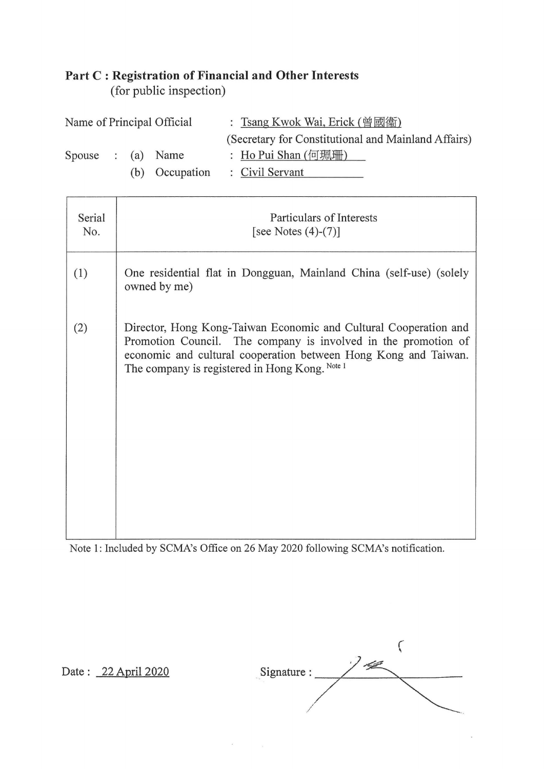## Part C : Registration of Financial and Other Interests
(for public inspection)

Name of Principal Official : Tsang Kwok Wai, Erick (曾國衞)
(Secretary for Constitutional and Mainland Affairs)

Spouse : (a) Name : Ho Pui Shan (何珮珊)

(b) Occupation : Civil Servant

| Serial No. | Particulars of Interests [see Notes (4)-(7)] |
|---|---|
| (1) | One residential flat in Dongguan, Mainland China (self-use) (solely owned by me) |
| (2) | Director, Hong Kong-Taiwan Economic and Cultural Cooperation and Promotion Council. The company is involved in the promotion of economic and cultural cooperation between Hong Kong and Taiwan. The company is registered in Hong Kong. Note 1 |

Note 1: Included by SCMA's Office on 26 May 2020 following SCMA's notification.

Date : 22 April 2020

Signature :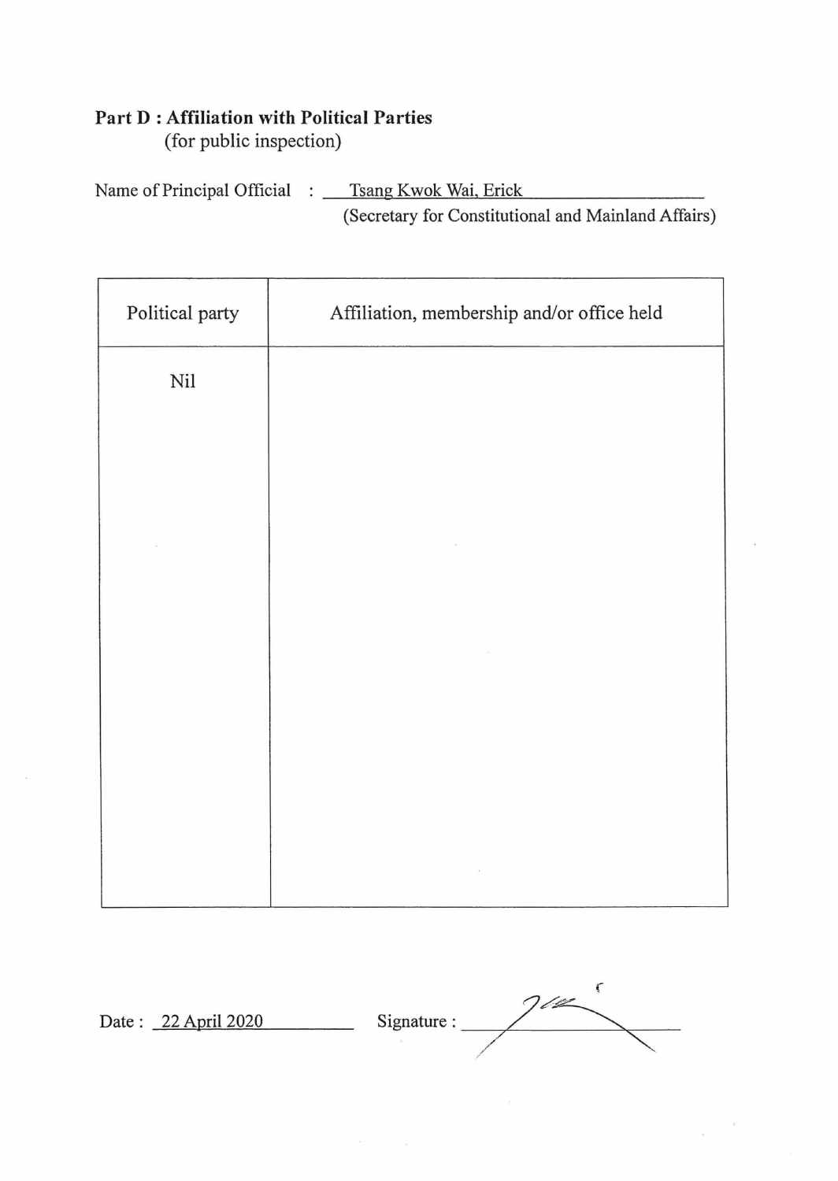**Part D : Affiliation with Political Parties**
(for public inspection)

Name of Principal Official : Tsang Kwok Wai, Erick
(Secretary for Constitutional and Mainland Affairs)

| Political party | Affiliation, membership and/or office held |
| --- | --- |
| Nil | |

Date : 22 April 2020 Signature :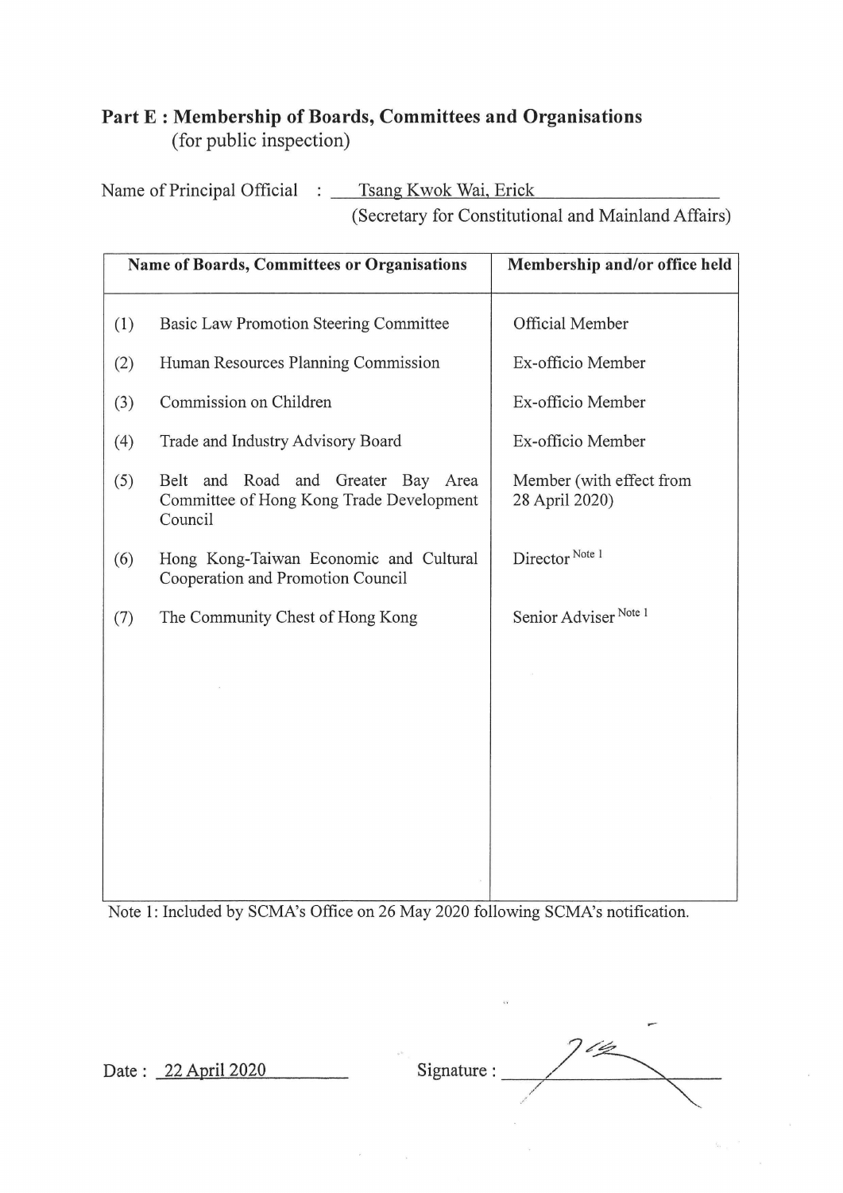## Part E : Membership of Boards, Committees and Organisations
(for public inspection)

Name of Principal Official : Tsang Kwok Wai, Erick
(Secretary for Constitutional and Mainland Affairs)

| Name of Boards, Committees or Organisations | Membership and/or office held |
|---|---|
| (1) Basic Law Promotion Steering Committee | Official Member |
| (2) Human Resources Planning Commission | Ex-officio Member |
| (3) Commission on Children | Ex-officio Member |
| (4) Trade and Industry Advisory Board | Ex-officio Member |
| (5) Belt and Road and Greater Bay Area Committee of Hong Kong Trade Development Council | Member (with effect from 28 April 2020) |
| (6) Hong Kong-Taiwan Economic and Cultural Cooperation and Promotion Council | Director [Note 1] |
| (7) The Community Chest of Hong Kong | Senior Adviser [Note 1] |

Note 1: Included by SCMA's Office on 26 May 2020 following SCMA's notification.

Date : 22 April 2020

Signature :